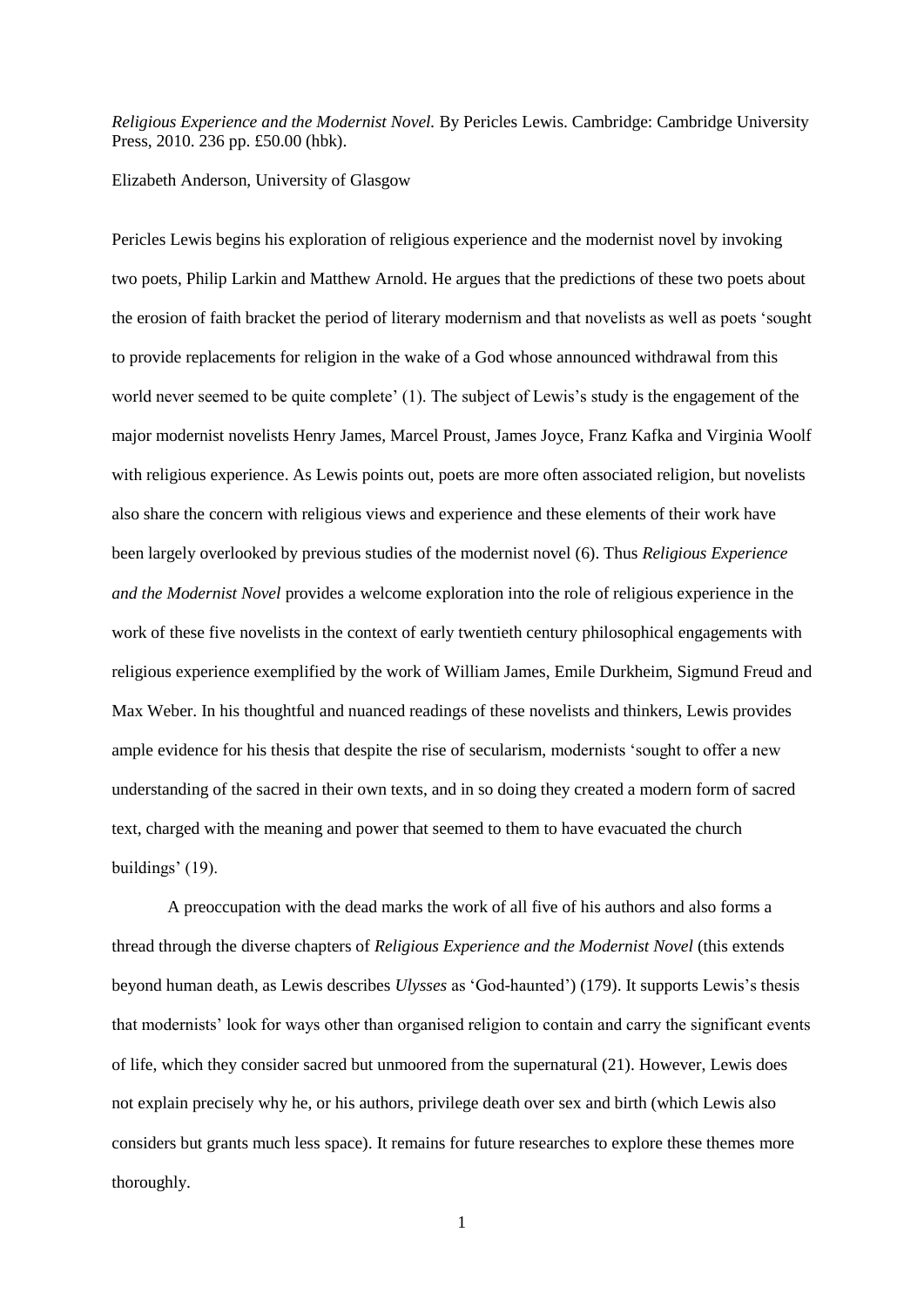*Religious Experience and the Modernist Novel.* By Pericles Lewis. Cambridge: Cambridge University Press, 2010. 236 pp. £50.00 (hbk).

Elizabeth Anderson, University of Glasgow

Pericles Lewis begins his exploration of religious experience and the modernist novel by invoking two poets, Philip Larkin and Matthew Arnold. He argues that the predictions of these two poets about the erosion of faith bracket the period of literary modernism and that novelists as well as poets 'sought to provide replacements for religion in the wake of a God whose announced withdrawal from this world never seemed to be quite complete' (1). The subject of Lewis's study is the engagement of the major modernist novelists Henry James, Marcel Proust, James Joyce, Franz Kafka and Virginia Woolf with religious experience. As Lewis points out, poets are more often associated religion, but novelists also share the concern with religious views and experience and these elements of their work have been largely overlooked by previous studies of the modernist novel (6). Thus *Religious Experience and the Modernist Novel* provides a welcome exploration into the role of religious experience in the work of these five novelists in the context of early twentieth century philosophical engagements with religious experience exemplified by the work of William James, Emile Durkheim, Sigmund Freud and Max Weber. In his thoughtful and nuanced readings of these novelists and thinkers, Lewis provides ample evidence for his thesis that despite the rise of secularism, modernists 'sought to offer a new understanding of the sacred in their own texts, and in so doing they created a modern form of sacred text, charged with the meaning and power that seemed to them to have evacuated the church buildings' (19).

A preoccupation with the dead marks the work of all five of his authors and also forms a thread through the diverse chapters of *Religious Experience and the Modernist Novel* (this extends beyond human death, as Lewis describes *Ulysses* as 'God-haunted') (179). It supports Lewis's thesis that modernists' look for ways other than organised religion to contain and carry the significant events of life, which they consider sacred but unmoored from the supernatural (21). However, Lewis does not explain precisely why he, or his authors, privilege death over sex and birth (which Lewis also considers but grants much less space). It remains for future researches to explore these themes more thoroughly.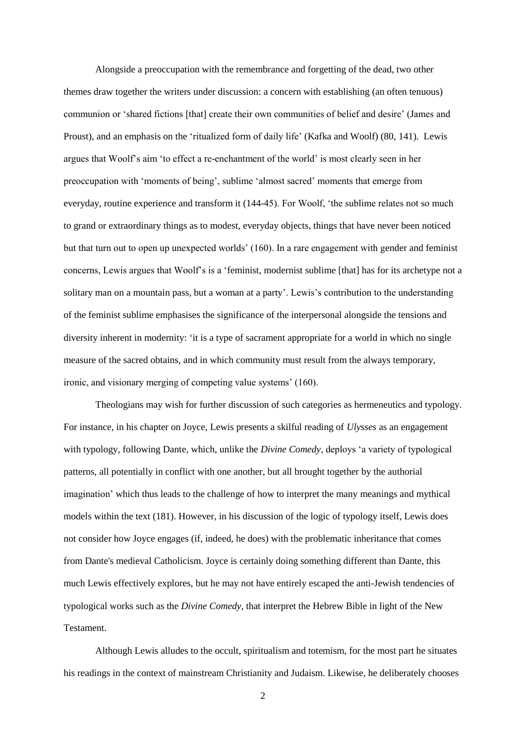Alongside a preoccupation with the remembrance and forgetting of the dead, two other themes draw together the writers under discussion: a concern with establishing (an often tenuous) communion or 'shared fictions [that] create their own communities of belief and desire' (James and Proust), and an emphasis on the 'ritualized form of daily life' (Kafka and Woolf) (80, 141). Lewis argues that Woolf's aim 'to effect a re-enchantment of the world' is most clearly seen in her preoccupation with 'moments of being', sublime 'almost sacred' moments that emerge from everyday, routine experience and transform it (144-45). For Woolf, 'the sublime relates not so much to grand or extraordinary things as to modest, everyday objects, things that have never been noticed but that turn out to open up unexpected worlds' (160). In a rare engagement with gender and feminist concerns, Lewis argues that Woolf's is a 'feminist, modernist sublime [that] has for its archetype not a solitary man on a mountain pass, but a woman at a party'. Lewis's contribution to the understanding of the feminist sublime emphasises the significance of the interpersonal alongside the tensions and diversity inherent in modernity: 'it is a type of sacrament appropriate for a world in which no single measure of the sacred obtains, and in which community must result from the always temporary, ironic, and visionary merging of competing value systems' (160).

Theologians may wish for further discussion of such categories as hermeneutics and typology. For instance, in his chapter on Joyce, Lewis presents a skilful reading of *Ulysses* as an engagement with typology, following Dante, which, unlike the *Divine Comedy*, deploys 'a variety of typological patterns, all potentially in conflict with one another, but all brought together by the authorial imagination' which thus leads to the challenge of how to interpret the many meanings and mythical models within the text (181). However, in his discussion of the logic of typology itself, Lewis does not consider how Joyce engages (if, indeed, he does) with the problematic inheritance that comes from Dante's medieval Catholicism. Joyce is certainly doing something different than Dante, this much Lewis effectively explores, but he may not have entirely escaped the anti-Jewish tendencies of typological works such as the *Divine Comedy*, that interpret the Hebrew Bible in light of the New Testament.

Although Lewis alludes to the occult, spiritualism and totemism, for the most part he situates his readings in the context of mainstream Christianity and Judaism. Likewise, he deliberately chooses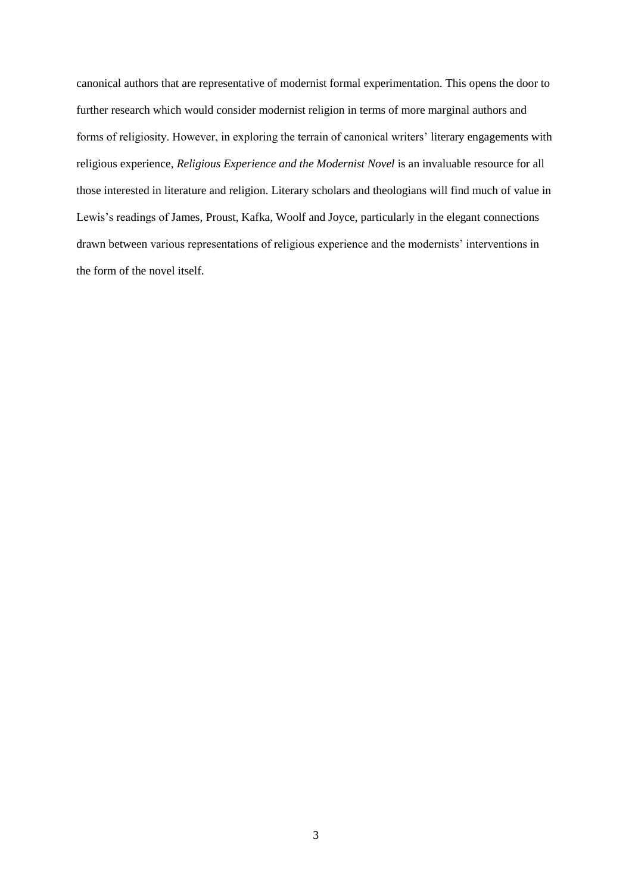canonical authors that are representative of modernist formal experimentation. This opens the door to further research which would consider modernist religion in terms of more marginal authors and forms of religiosity. However, in exploring the terrain of canonical writers' literary engagements with religious experience, *Religious Experience and the Modernist Novel* is an invaluable resource for all those interested in literature and religion. Literary scholars and theologians will find much of value in Lewis's readings of James, Proust, Kafka, Woolf and Joyce, particularly in the elegant connections drawn between various representations of religious experience and the modernists' interventions in the form of the novel itself.